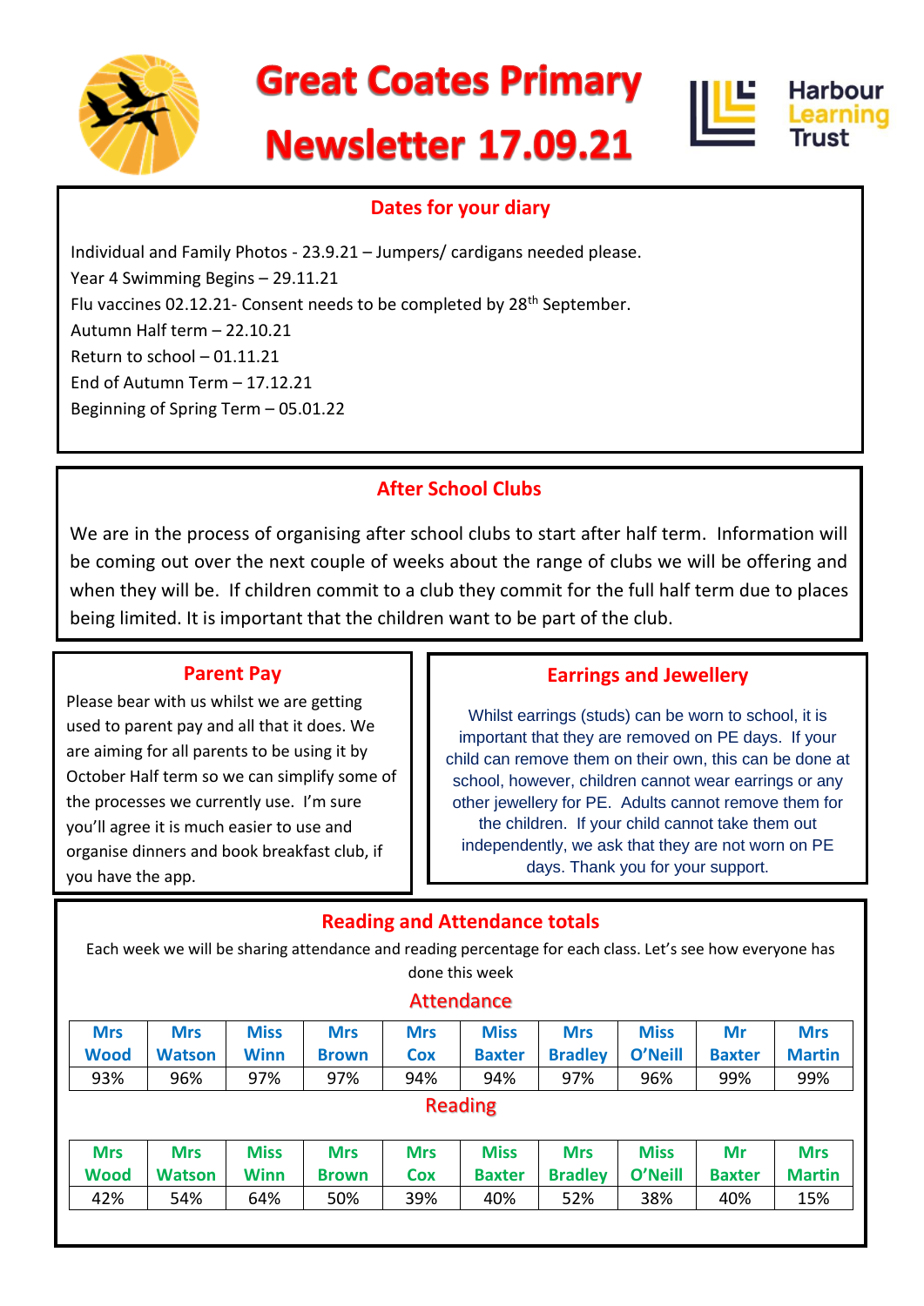# Great Coates Primary

# Newsletter 17.09.21

Harbour Learning Trust

## Dates for your diary

Individual and Family Photos - 23.9.21 – Jumpers/ cardigans needed please.
Year 4 Swimming Begins – 29.11.21
Flu vaccines 02.12.21- Consent needs to be completed by 28th September.
Autumn Half term – 22.10.21
Return to school – 01.11.21
End of Autumn Term – 17.12.21
Beginning of Spring Term – 05.01.22

## After School Clubs

We are in the process of organising after school clubs to start after half term. Information will be coming out over the next couple of weeks about the range of clubs we will be offering and when they will be. If children commit to a club they commit for the full half term due to places being limited. It is important that the children want to be part of the club.

## Parent Pay

Please bear with us whilst we are getting used to parent pay and all that it does. We are aiming for all parents to be using it by October Half term so we can simplify some of the processes we currently use. I'm sure you'll agree it is much easier to use and organise dinners and book breakfast club, if you have the app.

## Earrings and Jewellery

Whilst earrings (studs) can be worn to school, it is important that they are removed on PE days. If your child can remove them on their own, this can be done at school, however, children cannot wear earrings or any other jewellery for PE. Adults cannot remove them for the children. If your child cannot take them out independently, we ask that they are not worn on PE days. Thank you for your support.

## Reading and Attendance totals

Each week we will be sharing attendance and reading percentage for each class. Let's see how everyone has done this week

### Attendance

| Mrs Wood | Mrs Watson | Miss Winn | Mrs Brown | Mrs Cox | Miss Baxter | Mrs Bradley | Miss O'Neill | Mr Baxter | Mrs Martin |
|---|---|---|---|---|---|---|---|---|---|
| 93% | 96% | 97% | 97% | 94% | 94% | 97% | 96% | 99% | 99% |

### Reading

| Mrs Wood | Mrs Watson | Miss Winn | Mrs Brown | Mrs Cox | Miss Baxter | Mrs Bradley | Miss O'Neill | Mr Baxter | Mrs Martin |
|---|---|---|---|---|---|---|---|---|---|
| 42% | 54% | 64% | 50% | 39% | 40% | 52% | 38% | 40% | 15% |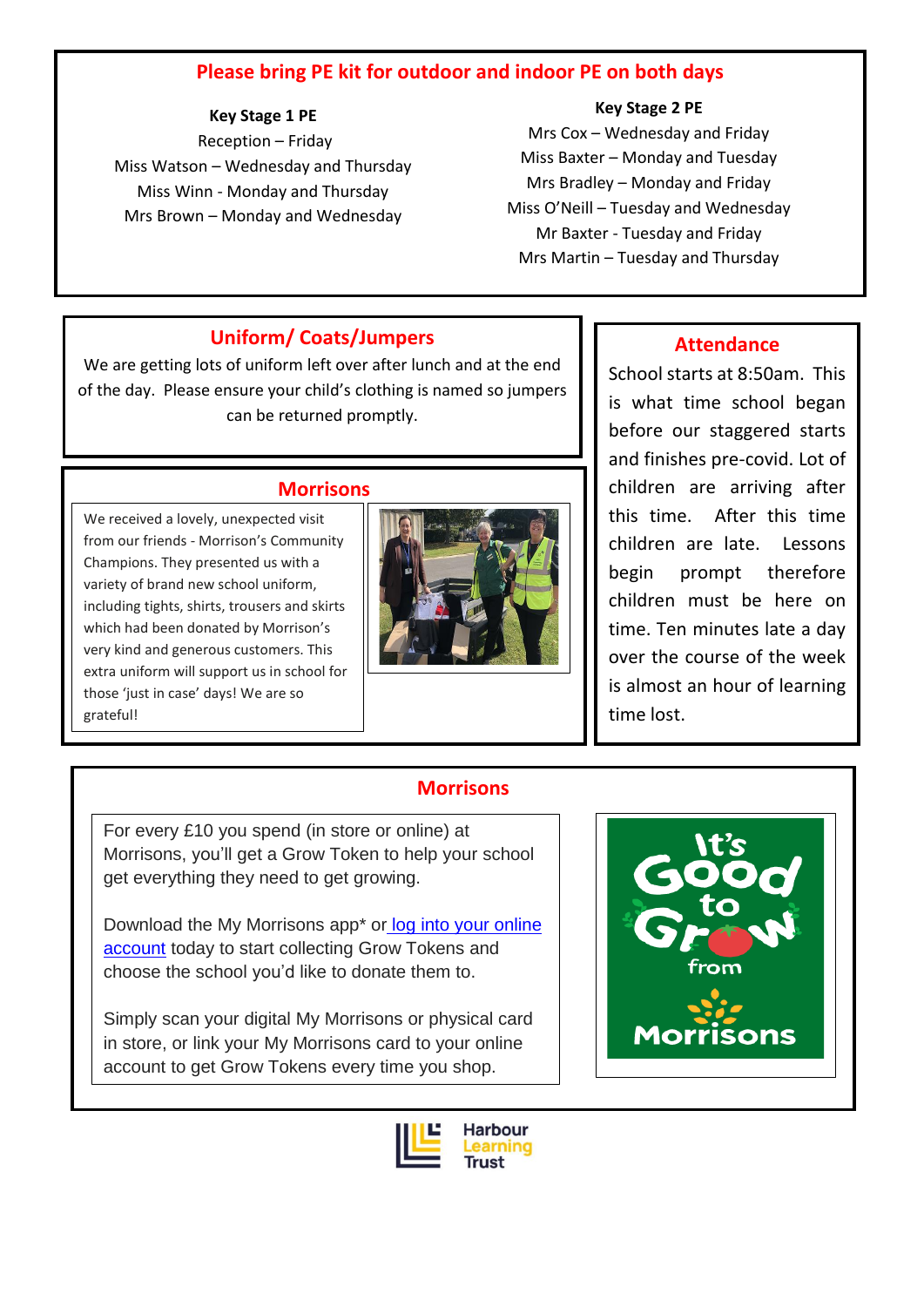## Please bring PE kit for outdoor and indoor PE on both days

**Key Stage 1 PE**

Reception – Friday
Miss Watson – Wednesday and Thursday
Miss Winn - Monday and Thursday
Mrs Brown – Monday and Wednesday

**Key Stage 2 PE**

Mrs Cox – Wednesday and Friday
Miss Baxter – Monday and Tuesday
Mrs Bradley – Monday and Friday
Miss O'Neill – Tuesday and Wednesday
Mr Baxter - Tuesday and Friday
Mrs Martin – Tuesday and Thursday

## Uniform/ Coats/Jumpers

We are getting lots of uniform left over after lunch and at the end of the day. Please ensure your child's clothing is named so jumpers can be returned promptly.

## Morrisons

We received a lovely, unexpected visit from our friends - Morrison's Community Champions. They presented us with a variety of brand new school uniform, including tights, shirts, trousers and skirts which had been donated by Morrison's very kind and generous customers. This extra uniform will support us in school for those 'just in case' days! We are so grateful!

## Attendance

School starts at 8:50am. This is what time school began before our staggered starts and finishes pre-covid. Lot of children are arriving after this time. After this time children are late. Lessons begin prompt therefore children must be here on time. Ten minutes late a day over the course of the week is almost an hour of learning time lost.

## Morrisons

For every £10 you spend (in store or online) at Morrisons, you'll get a Grow Token to help your school get everything they need to get growing.

Download the My Morrisons app* or log into your online account today to start collecting Grow Tokens and choose the school you'd like to donate them to.

Simply scan your digital My Morrisons or physical card in store, or link your My Morrisons card to your online account to get Grow Tokens every time you shop.

It's Good to Grow from Morrisons

Harbour Learning Trust